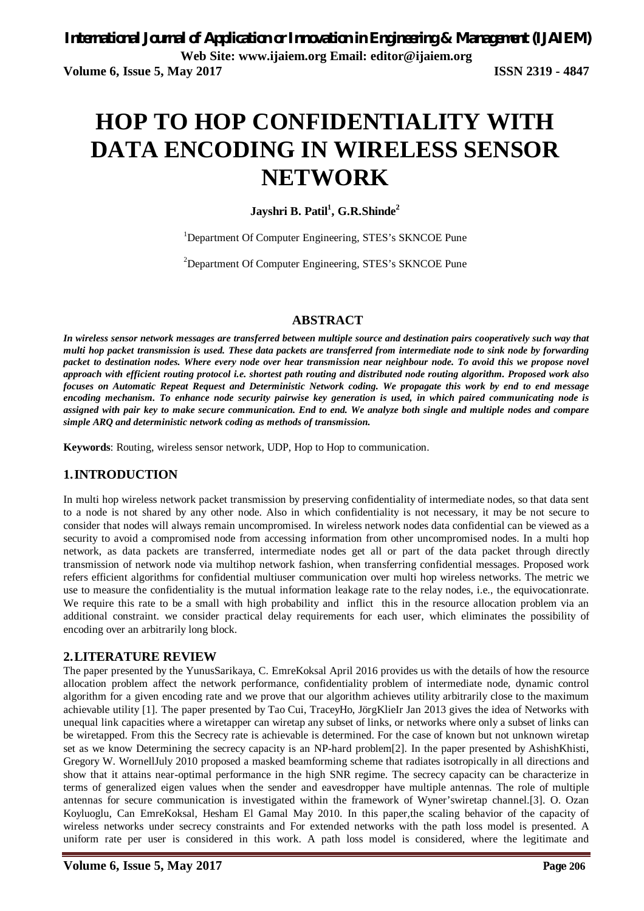# HOP TO HOP CONFIDENTIALITY WITH DATA ENCODING IN WIRELESS SENSOR NETWORK

**Jayshri B. Patil[1], G.R.Shinde[2]**

[1]Department Of Computer Engineering, STES's SKNCOE Pune

[2]Department Of Computer Engineering, STES's SKNCOE Pune

## ABSTRACT

***In wireless sensor network messages are transferred between multiple source and destination pairs cooperatively such way that multi hop packet transmission is used. These data packets are transferred from intermediate node to sink node by forwarding packet to destination nodes. Where every node over hear transmission near neighbour node. To avoid this we propose novel approach with efficient routing protocol i.e. shortest path routing and distributed node routing algorithm. Proposed work also focuses on Automatic Repeat Request and Deterministic Network coding. We propagate this work by end to end message encoding mechanism. To enhance node security pairwise key generation is used, in which paired communicating node is assigned with pair key to make secure communication. End to end. We analyze both single and multiple nodes and compare simple ARQ and deterministic network coding as methods of transmission.***

**Keywords**: Routing, wireless sensor network, UDP, Hop to Hop to communication.

## 1. INTRODUCTION

In multi hop wireless network packet transmission by preserving confidentiality of intermediate nodes, so that data sent to a node is not shared by any other node. Also in which confidentiality is not necessary, it may be not secure to consider that nodes will always remain uncompromised. In wireless network nodes data confidential can be viewed as a security to avoid a compromised node from accessing information from other uncompromised nodes. In a multi hop network, as data packets are transferred, intermediate nodes get all or part of the data packet through directly transmission of network node via multihop network fashion, when transferring confidential messages. Proposed work refers efficient algorithms for confidential multiuser communication over multi hop wireless networks. The metric we use to measure the confidentiality is the mutual information leakage rate to the relay nodes, i.e., the equivocationrate. We require this rate to be a small with high probability and inflict this in the resource allocation problem via an additional constraint. we consider practical delay requirements for each user, which eliminates the possibility of encoding over an arbitrarily long block.

## 2. LITERATURE REVIEW

The paper presented by the YunusSarikaya, C. EmreKoksal April 2016 provides us with the details of how the resource allocation problem affect the network performance, confidentiality problem of intermediate node, dynamic control algorithm for a given encoding rate and we prove that our algorithm achieves utility arbitrarily close to the maximum achievable utility [1]. The paper presented by Tao Cui, TraceyHo, JörgKlieIr Jan 2013 gives the idea of Networks with unequal link capacities where a wiretapper can wiretap any subset of links, or networks where only a subset of links can be wiretapped. From this the Secrecy rate is achievable is determined. For the case of known but not unknown wiretap set as we know Determining the secrecy capacity is an NP-hard problem[2]. In the paper presented by AshishKhisti, Gregory W. WornellJuly 2010 proposed a masked beamforming scheme that radiates isotropically in all directions and show that it attains near-optimal performance in the high SNR regime. The secrecy capacity can be characterize in terms of generalized eigen values when the sender and eavesdropper have multiple antennas. The role of multiple antennas for secure communication is investigated within the framework of Wyner'swiretap channel.[3]. O. Ozan Koyluoglu, Can EmreKoksal, Hesham El Gamal May 2010. In this paper,the scaling behavior of the capacity of wireless networks under secrecy constraints and For extended networks with the path loss model is presented. A uniform rate per user is considered in this work. A path loss model is considered, where the legitimate and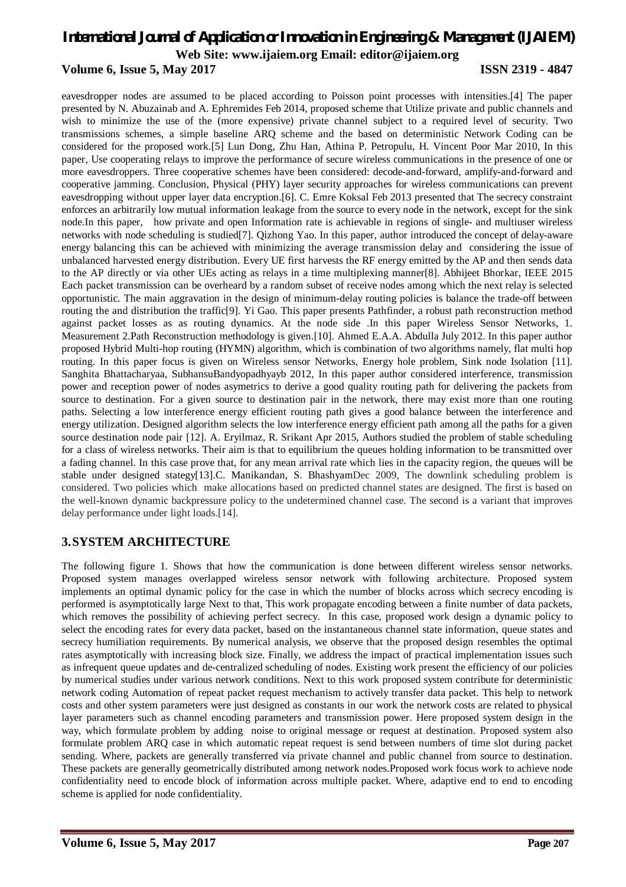eavesdropper nodes are assumed to be placed according to Poisson point processes with intensities.[4] The paper presented by N. Abuzainab and A. Ephremides Feb 2014, proposed scheme that Utilize private and public channels and wish to minimize the use of the (more expensive) private channel subject to a required level of security. Two transmissions schemes, a simple baseline ARQ scheme and the based on deterministic Network Coding can be considered for the proposed work.[5] Lun Dong, Zhu Han, Athina P. Petropulu, H. Vincent Poor Mar 2010, In this paper, Use cooperating relays to improve the performance of secure wireless communications in the presence of one or more eavesdroppers. Three cooperative schemes have been considered: decode-and-forward, amplify-and-forward and cooperative jamming. Conclusion, Physical (PHY) layer security approaches for wireless communications can prevent eavesdropping without upper layer data encryption.[6]. C. Emre Koksal Feb 2013 presented that The secrecy constraint enforces an arbitrarily low mutual information leakage from the source to every node in the network, except for the sink node.In this paper, how private and open Information rate is achievable in regions of single- and multiuser wireless networks with node scheduling is studied[7]. Qizhong Yao. In this paper, author introduced the concept of delay-aware energy balancing this can be achieved with minimizing the average transmission delay and considering the issue of unbalanced harvested energy distribution. Every UE first harvests the RF energy emitted by the AP and then sends data to the AP directly or via other UEs acting as relays in a time multiplexing manner[8]. Abhijeet Bhorkar, IEEE 2015 Each packet transmission can be overheard by a random subset of receive nodes among which the next relay is selected opportunistic. The main aggravation in the design of minimum-delay routing policies is balance the trade-off between routing the and distribution the traffic[9]. Yi Gao. This paper presents Pathfinder, a robust path reconstruction method against packet losses as as routing dynamics. At the node side .In this paper Wireless Sensor Networks, 1. Measurement 2.Path Reconstruction methodology is given.[10]. Ahmed E.A.A. Abdulla July 2012. In this paper author proposed Hybrid Multi-hop routing (HYMN) algorithm, which is combination of two algorithms namely, flat multi hop routing. In this paper focus is given on Wireless Sensor Networks, Energy hole problem, Sink node Isolation [11]. Sanghita Bhattacharyaa, SubhansuBandyopadhyayb 2012, In this paper author considered interference, transmission power and reception power of nodes asymetrics to derive a good quality routing path for delivering the packets from source to destination. For a given source to destination pair in the network, there may exist more than one routing paths. Selecting a low interference energy efficient routing path gives a good balance between the interference and energy utilization. Designed algorithm selects the low interference energy efficient path among all the paths for a given source destination node pair [12]. A. Eryilmaz, R. Srikant Apr 2015, Authors studied the problem of stable scheduling for a class of wireless networks. Their aim is that to equilibrium the queues holding information to be transmitted over a fading channel. In this case prove that, for any mean arrival rate which lies in the capacity region, the queues will be stable under designed stategy[13].C. Manikandan, S. BhashyamDec 2009, The downlink scheduling problem is considered. Two policies which make allocations based on predicted channel states are designed. The first is based on the well-known dynamic backpressure policy to the undetermined channel case. The second is a variant that improves delay performance under light loads.[14].

## 3. SYSTEM ARCHITECTURE

The following figure 1. Shows that how the communication is done between different wireless sensor networks. Proposed system manages overlapped wireless sensor network with following architecture. Proposed system implements an optimal dynamic policy for the case in which the number of blocks across which secrecy encoding is performed is asymptotically large Next to that, This work propagate encoding between a finite number of data packets, which removes the possibility of achieving perfect secrecy. In this case, proposed work design a dynamic policy to select the encoding rates for every data packet, based on the instantaneous channel state information, queue states and secrecy humiliation requirements. By numerical analysis, we observe that the proposed design resembles the optimal rates asymptotically with increasing block size. Finally, we address the impact of practical implementation issues such as infrequent queue updates and de-centralized scheduling of nodes. Existing work present the efficiency of our policies by numerical studies under various network conditions. Next to this work proposed system contribute for deterministic network coding Automation of repeat packet request mechanism to actively transfer data packet. This help to network costs and other system parameters were just designed as constants in our work the network costs are related to physical layer parameters such as channel encoding parameters and transmission power. Here proposed system design in the way, which formulate problem by adding noise to original message or request at destination. Proposed system also formulate problem ARQ case in which automatic repeat request is send between numbers of time slot during packet sending. Where, packets are generally transferred via private channel and public channel from source to destination. These packets are generally geometrically distributed among network nodes.Proposed work focus work to achieve node confidentiality need to encode block of information across multiple packet. Where, adaptive end to end to encoding scheme is applied for node confidentiality.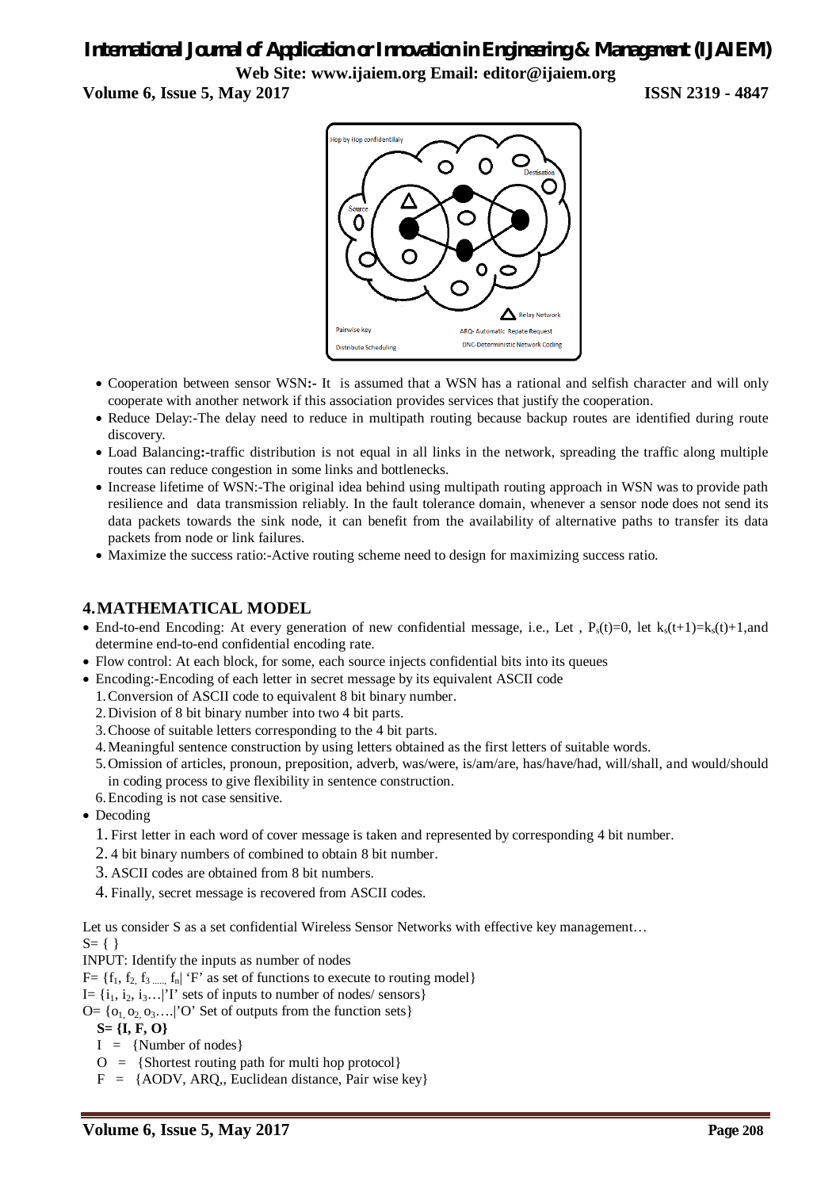- Cooperation between sensor WSN**:-** It is assumed that a WSN has a rational and selfish character and will only cooperate with another network if this association provides services that justify the cooperation.
- Reduce Delay:-The delay need to reduce in multipath routing because backup routes are identified during route discovery.
- Load Balancing**:-**traffic distribution is not equal in all links in the network, spreading the traffic along multiple routes can reduce congestion in some links and bottlenecks.
- Increase lifetime of WSN:-The original idea behind using multipath routing approach in WSN was to provide path resilience and data transmission reliably. In the fault tolerance domain, whenever a sensor node does not send its data packets towards the sink node, it can benefit from the availability of alternative paths to transfer its data packets from node or link failures.
- Maximize the success ratio:-Active routing scheme need to design for maximizing success ratio.

## 4. MATHEMATICAL MODEL

- End-to-end Encoding: At every generation of new confidential message, i.e., Let , $P_s(t)=0$, let $k_s(t+1)=k_s(t)+1$,and determine end-to-end confidential encoding rate.
- Flow control: At each block, for some, each source injects confidential bits into its queues
- Encoding:-Encoding of each letter in secret message by its equivalent ASCII code
  1. Conversion of ASCII code to equivalent 8 bit binary number.
  2. Division of 8 bit binary number into two 4 bit parts.
  3. Choose of suitable letters corresponding to the 4 bit parts.
  4. Meaningful sentence construction by using letters obtained as the first letters of suitable words.
  5. Omission of articles, pronoun, preposition, adverb, was/were, is/am/are, has/have/had, will/shall, and would/should in coding process to give flexibility in sentence construction.
  6. Encoding is not case sensitive.
- Decoding
  1. First letter in each word of cover message is taken and represented by corresponding 4 bit number.
  2. 4 bit binary numbers of combined to obtain 8 bit number.
  3. ASCII codes are obtained from 8 bit numbers.
  4. Finally, secret message is recovered from ASCII codes.

Let us consider S as a set confidential Wireless Sensor Networks with effective key management…

S= { }

INPUT: Identify the inputs as number of nodes

F= {$f_1$, $f_2$, $f_3$ ....., $f_n$| 'F' as set of functions to execute to routing model}

I= {$i_1$, $i_2$, $i_3$…|'I' sets of inputs to number of nodes/ sensors}

O= {$o_1$, $o_2$, $o_3$….|'O' Set of outputs from the function sets}

**S= {I, F, O}**

I = {Number of nodes}

O = {Shortest routing path for multi hop protocol}

F = {AODV, ARQ,, Euclidean distance, Pair wise key}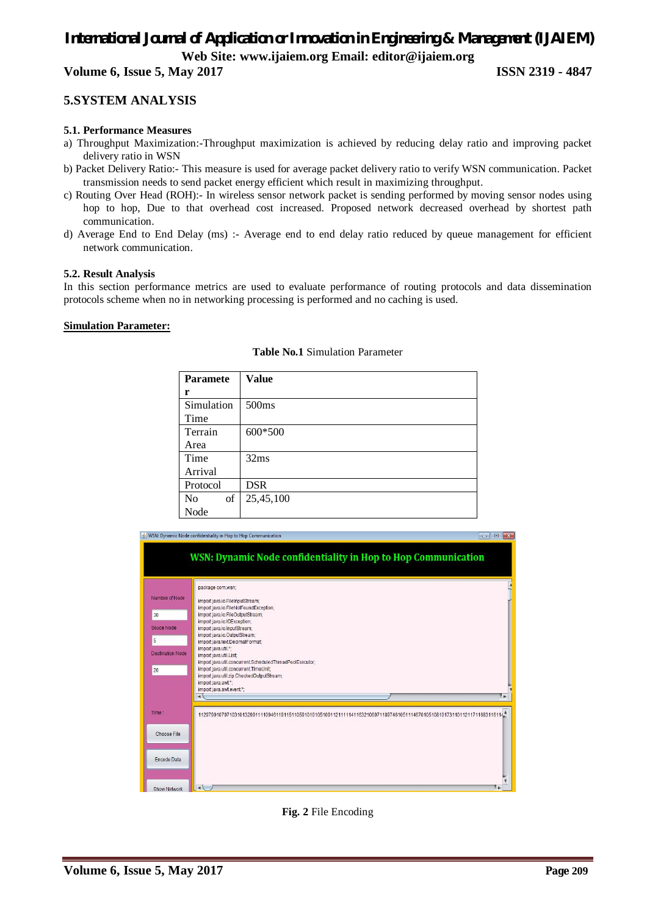## 5.SYSTEM ANALYSIS

### 5.1. Performance Measures

a) Throughput Maximization:-Throughput maximization is achieved by reducing delay ratio and improving packet delivery ratio in WSN

b) Packet Delivery Ratio:- This measure is used for average packet delivery ratio to verify WSN communication. Packet transmission needs to send packet energy efficient which result in maximizing throughput.

c) Routing Over Head (ROH):- In wireless sensor network packet is sending performed by moving sensor nodes using hop to hop, Due to that overhead cost increased. Proposed network decreased overhead by shortest path communication.

d) Average End to End Delay (ms) :- Average end to end delay ratio reduced by queue management for efficient network communication.

### 5.2. Result Analysis

In this section performance metrics are used to evaluate performance of routing protocols and data dissemination protocols scheme when no in networking processing is performed and no caching is used.

**Simulation Parameter:**

**Table No.1** Simulation Parameter

| Parameter | Value |
|---|---|
| Simulation Time | 500ms |
| Terrain Area | 600*500 |
| Time Arrival | 32ms |
| Protocol | DSR |
| No of Node | 25,45,100 |

**Fig. 2** File Encoding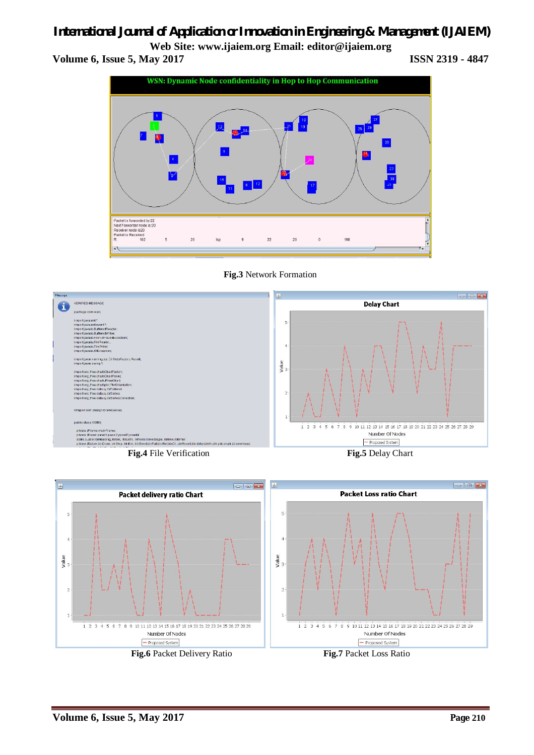**Fig.3** Network Formation

**Fig.4** File Verification

**Fig.5** Delay Chart

**Fig.6** Packet Delivery Ratio

**Fig.7** Packet Loss Ratio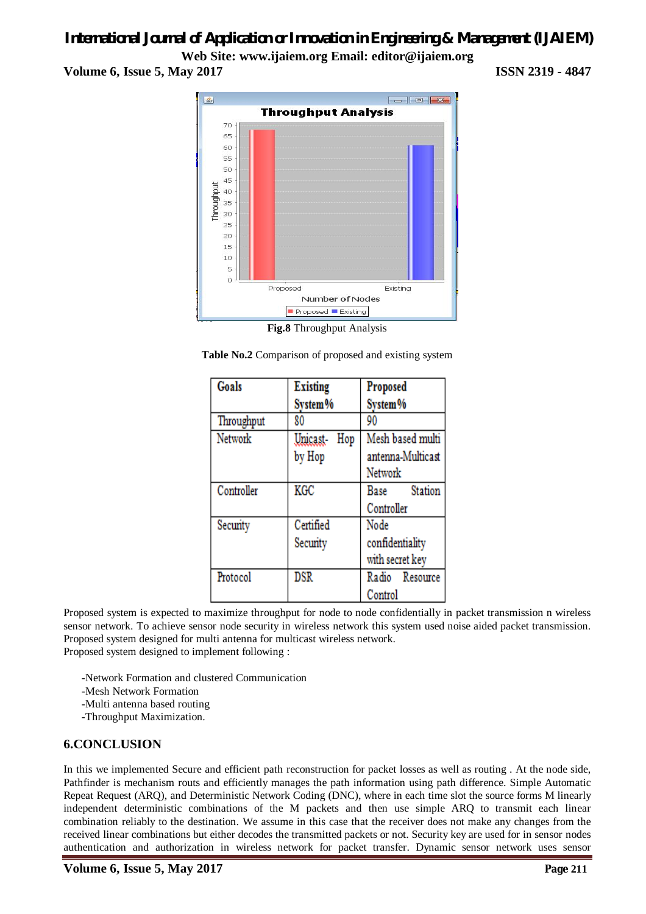Fig.8 Throughput Analysis

**Table No.2** Comparison of proposed and existing system

| Goals | Existing System% | Proposed System% |
|---|---|---|
| Throughput | 80 | 90 |
| Network | Unicast- Hop by Hop | Mesh based multi antenna-Multicast Network |
| Controller | KGC | Base Station Controller |
| Security | Certified Security | Node confidentiality with secret key |
| Protocol | DSR | Radio Resource Control |

Proposed system is expected to maximize throughput for node to node confidentially in packet transmission n wireless sensor network. To achieve sensor node security in wireless network this system used noise aided packet transmission. Proposed system designed for multi antenna for multicast wireless network.
Proposed system designed to implement following :

-Network Formation and clustered Communication
-Mesh Network Formation
-Multi antenna based routing
-Throughput Maximization.

## 6.CONCLUSION

In this we implemented Secure and efficient path reconstruction for packet losses as well as routing . At the node side, Pathfinder is mechanism routs and efficiently manages the path information using path difference. Simple Automatic Repeat Request (ARQ), and Deterministic Network Coding (DNC), where in each time slot the source forms M linearly independent deterministic combinations of the M packets and then use simple ARQ to transmit each linear combination reliably to the destination. We assume in this case that the receiver does not make any changes from the received linear combinations but either decodes the transmitted packets or not. Security key are used for in sensor nodes authentication and authorization in wireless network for packet transfer. Dynamic sensor network uses sensor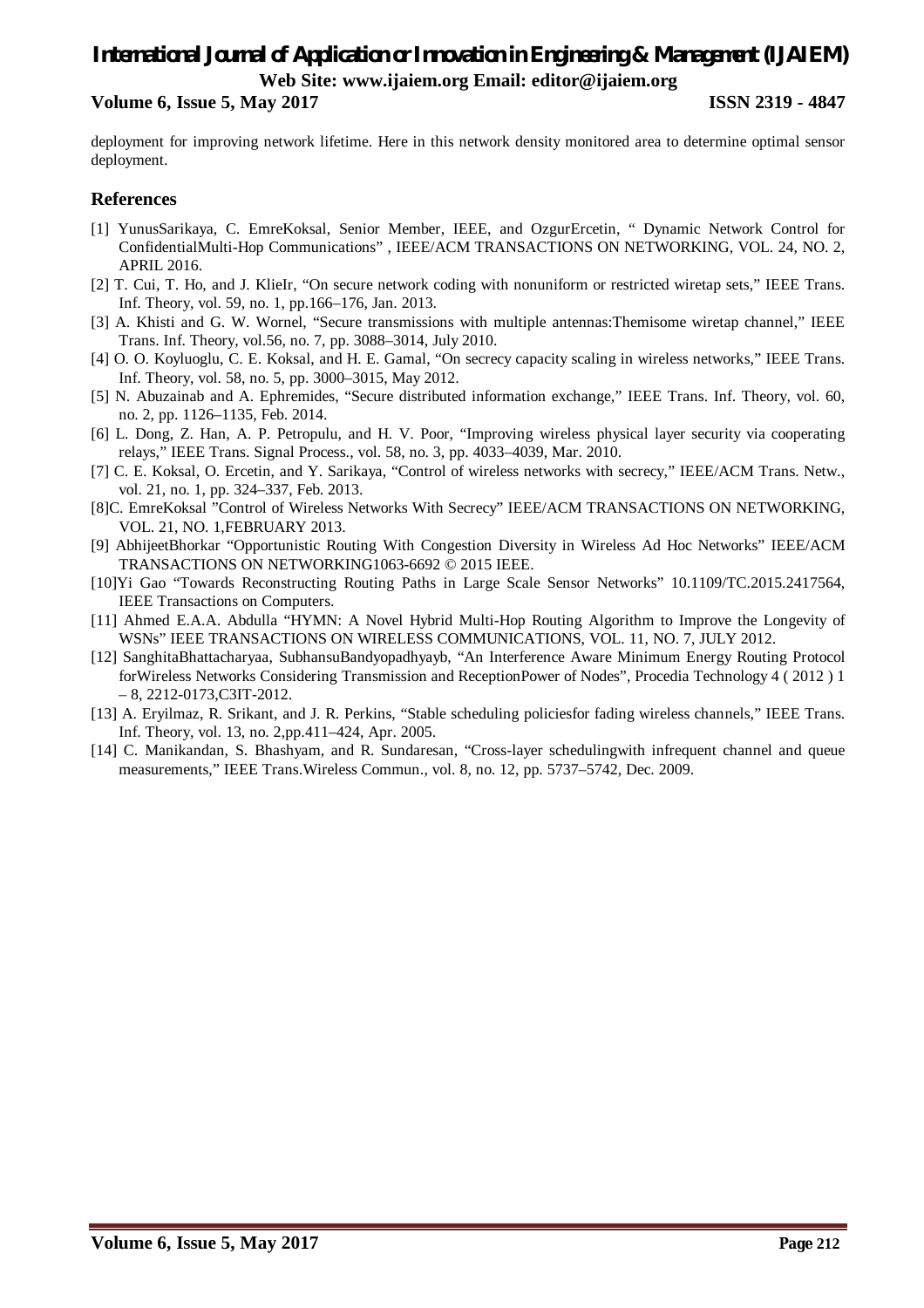deployment for improving network lifetime. Here in this network density monitored area to determine optimal sensor deployment.

## References

[1] YunusSarikaya, C. EmreKoksal, Senior Member, IEEE, and OzgurErcetin, " Dynamic Network Control for ConfidentialMulti-Hop Communications" , IEEE/ACM TRANSACTIONS ON NETWORKING, VOL. 24, NO. 2, APRIL 2016.

[2] T. Cui, T. Ho, and J. KlieIr, "On secure network coding with nonuniform or restricted wiretap sets," IEEE Trans. Inf. Theory, vol. 59, no. 1, pp.166–176, Jan. 2013.

[3] A. Khisti and G. W. Wornel, "Secure transmissions with multiple antennas:Themisome wiretap channel," IEEE Trans. Inf. Theory, vol.56, no. 7, pp. 3088–3014, July 2010.

[4] O. O. Koyluoglu, C. E. Koksal, and H. E. Gamal, "On secrecy capacity scaling in wireless networks," IEEE Trans. Inf. Theory, vol. 58, no. 5, pp. 3000–3015, May 2012.

[5] N. Abuzainab and A. Ephremides, "Secure distributed information exchange," IEEE Trans. Inf. Theory, vol. 60, no. 2, pp. 1126–1135, Feb. 2014.

[6] L. Dong, Z. Han, A. P. Petropulu, and H. V. Poor, "Improving wireless physical layer security via cooperating relays," IEEE Trans. Signal Process., vol. 58, no. 3, pp. 4033–4039, Mar. 2010.

[7] C. E. Koksal, O. Ercetin, and Y. Sarikaya, "Control of wireless networks with secrecy," IEEE/ACM Trans. Netw., vol. 21, no. 1, pp. 324–337, Feb. 2013.

[8]C. EmreKoksal "Control of Wireless Networks With Secrecy" IEEE/ACM TRANSACTIONS ON NETWORKING, VOL. 21, NO. 1,FEBRUARY 2013.

[9] AbhijeetBhorkar "Opportunistic Routing With Congestion Diversity in Wireless Ad Hoc Networks" IEEE/ACM TRANSACTIONS ON NETWORKING1063-6692 © 2015 IEEE.

[10]Yi Gao "Towards Reconstructing Routing Paths in Large Scale Sensor Networks" 10.1109/TC.2015.2417564, IEEE Transactions on Computers.

[11] Ahmed E.A.A. Abdulla "HYMN: A Novel Hybrid Multi-Hop Routing Algorithm to Improve the Longevity of WSNs" IEEE TRANSACTIONS ON WIRELESS COMMUNICATIONS, VOL. 11, NO. 7, JULY 2012.

[12] SanghitaBhattacharyaa, SubhansuBandyopadhyayb, "An Interference Aware Minimum Energy Routing Protocol forWireless Networks Considering Transmission and ReceptionPower of Nodes", Procedia Technology 4 ( 2012 ) 1 – 8, 2212-0173,C3IT-2012.

[13] A. Eryilmaz, R. Srikant, and J. R. Perkins, "Stable scheduling policiesfor fading wireless channels," IEEE Trans. Inf. Theory, vol. 13, no. 2,pp.411–424, Apr. 2005.

[14] C. Manikandan, S. Bhashyam, and R. Sundaresan, "Cross-layer schedulingwith infrequent channel and queue measurements," IEEE Trans.Wireless Commun., vol. 8, no. 12, pp. 5737–5742, Dec. 2009.